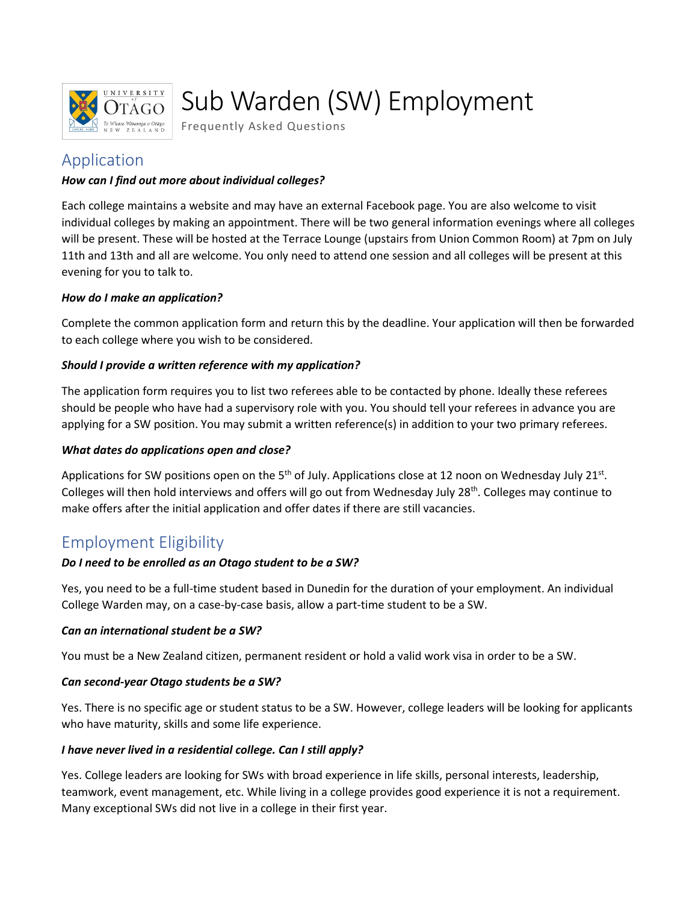# Sub Warden (SW) Employment

Frequently Asked Questions

## Application

***How can I find out more about individual colleges?***

Each college maintains a website and may have an external Facebook page. You are also welcome to visit individual colleges by making an appointment. There will be two general information evenings where all colleges will be present. These will be hosted at the Terrace Lounge (upstairs from Union Common Room) at 7pm on July 11th and 13th and all are welcome. You only need to attend one session and all colleges will be present at this evening for you to talk to.

***How do I make an application?***

Complete the common application form and return this by the deadline. Your application will then be forwarded to each college where you wish to be considered.

***Should I provide a written reference with my application?***

The application form requires you to list two referees able to be contacted by phone. Ideally these referees should be people who have had a supervisory role with you. You should tell your referees in advance you are applying for a SW position. You may submit a written reference(s) in addition to your two primary referees.

***What dates do applications open and close?***

Applications for SW positions open on the 5th of July. Applications close at 12 noon on Wednesday July 21st. Colleges will then hold interviews and offers will go out from Wednesday July 28th. Colleges may continue to make offers after the initial application and offer dates if there are still vacancies.

## Employment Eligibility

***Do I need to be enrolled as an Otago student to be a SW?***

Yes, you need to be a full-time student based in Dunedin for the duration of your employment. An individual College Warden may, on a case-by-case basis, allow a part-time student to be a SW.

***Can an international student be a SW?***

You must be a New Zealand citizen, permanent resident or hold a valid work visa in order to be a SW.

***Can second-year Otago students be a SW?***

Yes. There is no specific age or student status to be a SW. However, college leaders will be looking for applicants who have maturity, skills and some life experience.

***I have never lived in a residential college. Can I still apply?***

Yes. College leaders are looking for SWs with broad experience in life skills, personal interests, leadership, teamwork, event management, etc. While living in a college provides good experience it is not a requirement. Many exceptional SWs did not live in a college in their first year.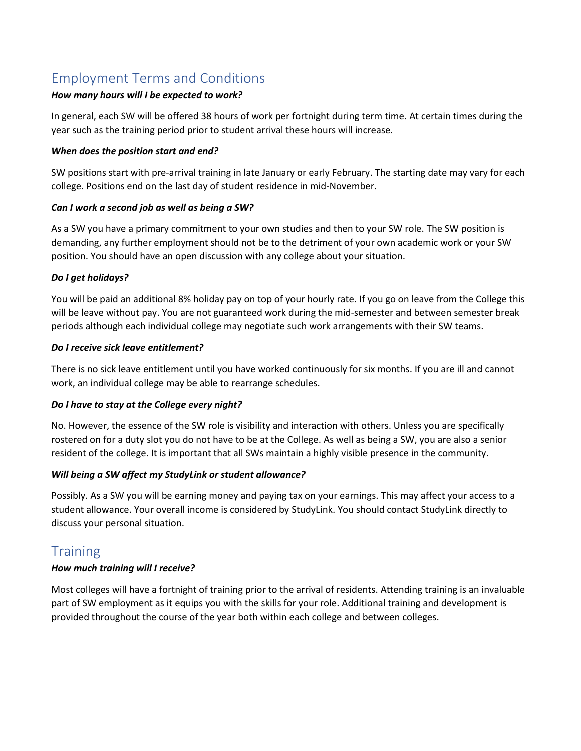## Employment Terms and Conditions

***How many hours will I be expected to work?***

In general, each SW will be offered 38 hours of work per fortnight during term time. At certain times during the year such as the training period prior to student arrival these hours will increase.

***When does the position start and end?***

SW positions start with pre-arrival training in late January or early February. The starting date may vary for each college. Positions end on the last day of student residence in mid-November.

***Can I work a second job as well as being a SW?***

As a SW you have a primary commitment to your own studies and then to your SW role. The SW position is demanding, any further employment should not be to the detriment of your own academic work or your SW position. You should have an open discussion with any college about your situation.

***Do I get holidays?***

You will be paid an additional 8% holiday pay on top of your hourly rate. If you go on leave from the College this will be leave without pay. You are not guaranteed work during the mid-semester and between semester break periods although each individual college may negotiate such work arrangements with their SW teams.

***Do I receive sick leave entitlement?***

There is no sick leave entitlement until you have worked continuously for six months. If you are ill and cannot work, an individual college may be able to rearrange schedules.

***Do I have to stay at the College every night?***

No. However, the essence of the SW role is visibility and interaction with others. Unless you are specifically rostered on for a duty slot you do not have to be at the College. As well as being a SW, you are also a senior resident of the college. It is important that all SWs maintain a highly visible presence in the community.

***Will being a SW affect my StudyLink or student allowance?***

Possibly. As a SW you will be earning money and paying tax on your earnings. This may affect your access to a student allowance. Your overall income is considered by StudyLink. You should contact StudyLink directly to discuss your personal situation.

## Training

***How much training will I receive?***

Most colleges will have a fortnight of training prior to the arrival of residents. Attending training is an invaluable part of SW employment as it equips you with the skills for your role. Additional training and development is provided throughout the course of the year both within each college and between colleges.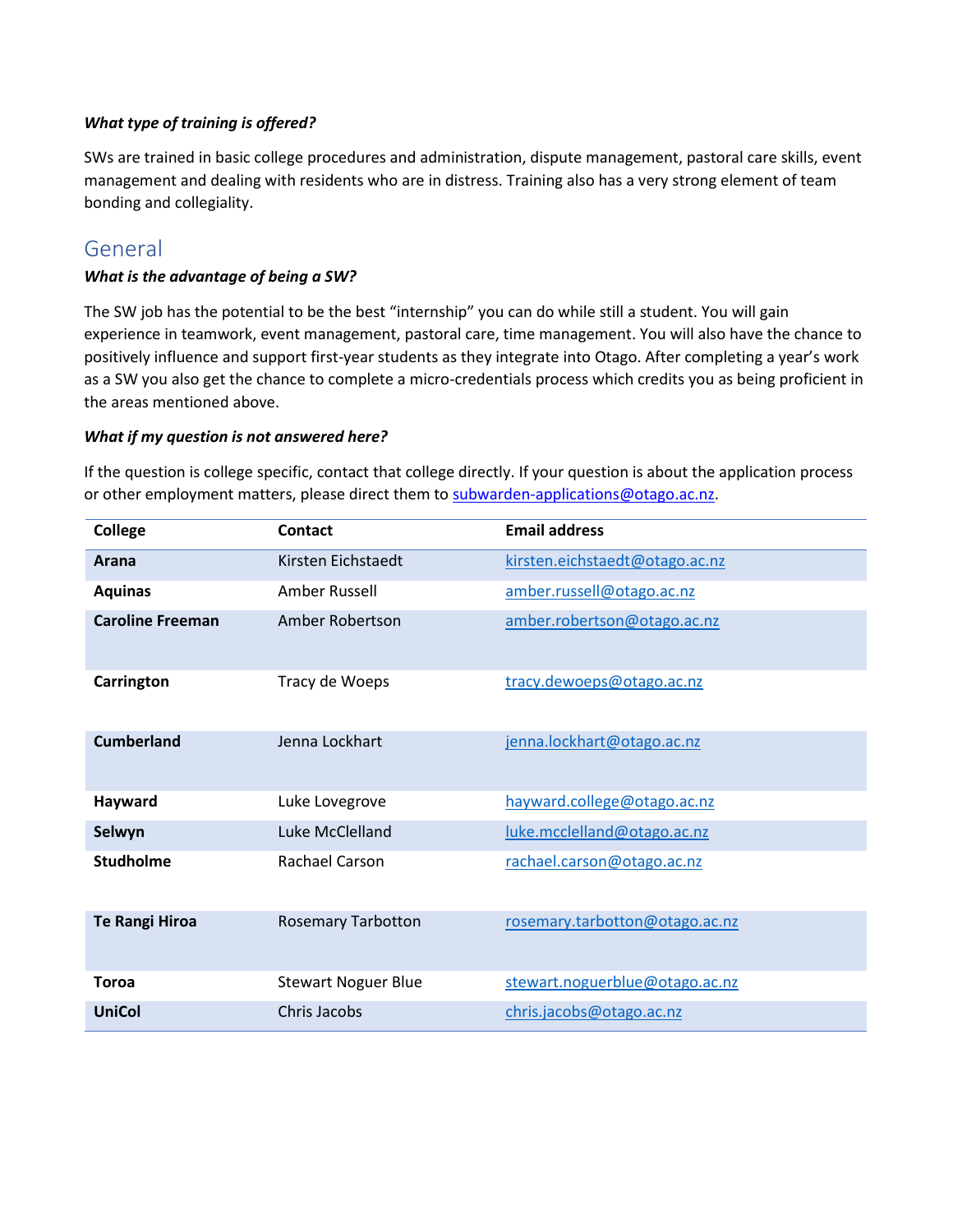***What type of training is offered?***

SWs are trained in basic college procedures and administration, dispute management, pastoral care skills, event management and dealing with residents who are in distress. Training also has a very strong element of team bonding and collegiality.

## General

***What is the advantage of being a SW?***

The SW job has the potential to be the best "internship" you can do while still a student. You will gain experience in teamwork, event management, pastoral care, time management. You will also have the chance to positively influence and support first-year students as they integrate into Otago. After completing a year's work as a SW you also get the chance to complete a micro-credentials process which credits you as being proficient in the areas mentioned above.

***What if my question is not answered here?***

If the question is college specific, contact that college directly. If your question is about the application process or other employment matters, please direct them to subwarden-applications@otago.ac.nz.

| College | Contact | Email address |
|---|---|---|
| **Arana** | Kirsten Eichstaedt | kirsten.eichstaedt@otago.ac.nz |
| **Aquinas** | Amber Russell | amber.russell@otago.ac.nz |
| **Caroline Freeman** | Amber Robertson | amber.robertson@otago.ac.nz |
| **Carrington** | Tracy de Woeps | tracy.dewoeps@otago.ac.nz |
| **Cumberland** | Jenna Lockhart | jenna.lockhart@otago.ac.nz |
| **Hayward** | Luke Lovegrove | hayward.college@otago.ac.nz |
| **Selwyn** | Luke McClelland | luke.mcclelland@otago.ac.nz |
| **Studholme** | Rachael Carson | rachael.carson@otago.ac.nz |
| **Te Rangi Hiroa** | Rosemary Tarbotton | rosemary.tarbotton@otago.ac.nz |
| **Toroa** | Stewart Noguer Blue | stewart.noguerblue@otago.ac.nz |
| **UniCol** | Chris Jacobs | chris.jacobs@otago.ac.nz |